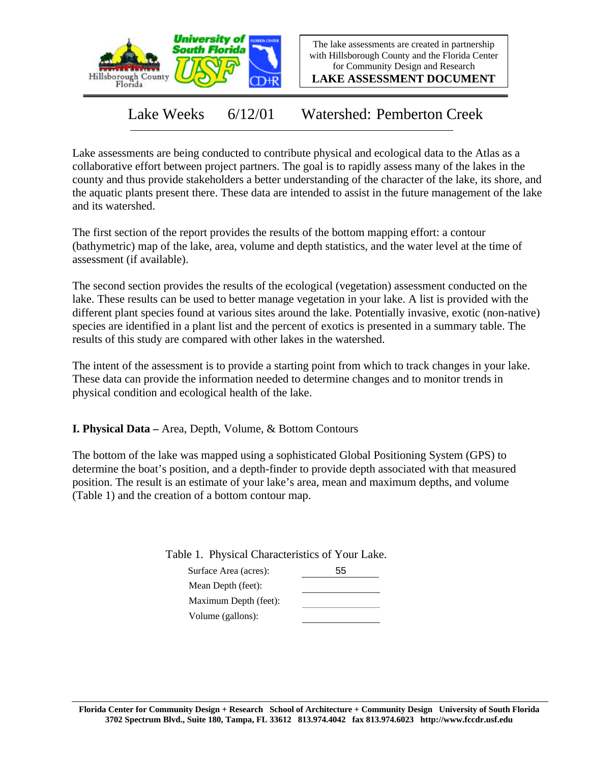The lake assessments are created in partnership with Hillsborough County and the Florida Center for Community Design and Research

**LAKE ASSESSMENT DOCUMENT**

# Lake Weeks 6/12/01 Watershed: Pemberton Creek

Lake assessments are being conducted to contribute physical and ecological data to the Atlas as a collaborative effort between project partners. The goal is to rapidly assess many of the lakes in the county and thus provide stakeholders a better understanding of the character of the lake, its shore, and the aquatic plants present there. These data are intended to assist in the future management of the lake and its watershed.

The first section of the report provides the results of the bottom mapping effort: a contour (bathymetric) map of the lake, area, volume and depth statistics, and the water level at the time of assessment (if available).

The second section provides the results of the ecological (vegetation) assessment conducted on the lake. These results can be used to better manage vegetation in your lake. A list is provided with the different plant species found at various sites around the lake. Potentially invasive, exotic (non-native) species are identified in a plant list and the percent of exotics is presented in a summary table. The results of this study are compared with other lakes in the watershed.

The intent of the assessment is to provide a starting point from which to track changes in your lake. These data can provide the information needed to determine changes and to monitor trends in physical condition and ecological health of the lake.

## I. Physical Data – Area, Depth, Volume, & Bottom Contours

The bottom of the lake was mapped using a sophisticated Global Positioning System (GPS) to determine the boat's position, and a depth-finder to provide depth associated with that measured position. The result is an estimate of your lake's area, mean and maximum depths, and volume (Table 1) and the creation of a bottom contour map.

Table 1. Physical Characteristics of Your Lake.

| | |
|---|---|
| Surface Area (acres): | 55 |
| Mean Depth (feet): | |
| Maximum Depth (feet): | |
| Volume (gallons): | |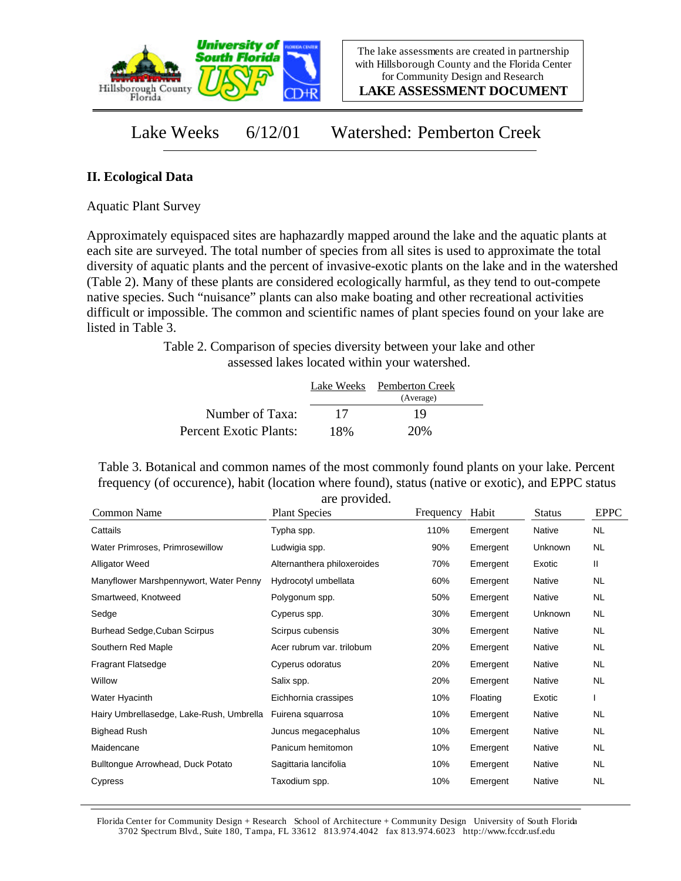The lake assessments are created in partnership with Hillsborough County and the Florida Center for Community Design and Research

**LAKE ASSESSMENT DOCUMENT**

# Lake Weeks 6/12/01 Watershed: Pemberton Creek

## II. Ecological Data

Aquatic Plant Survey

Approximately equispaced sites are haphazardly mapped around the lake and the aquatic plants at each site are surveyed. The total number of species from all sites is used to approximate the total diversity of aquatic plants and the percent of invasive-exotic plants on the lake and in the watershed (Table 2). Many of these plants are considered ecologically harmful, as they tend to out-compete native species. Such "nuisance" plants can also make boating and other recreational activities difficult or impossible. The common and scientific names of plant species found on your lake are listed in Table 3.

Table 2. Comparison of species diversity between your lake and other assessed lakes located within your watershed.

| | Lake Weeks | Pemberton Creek (Average) |
|---|---|---|
| Number of Taxa: | 17 | 19 |
| Percent Exotic Plants: | 18% | 20% |

Table 3. Botanical and common names of the most commonly found plants on your lake. Percent frequency (of occurence), habit (location where found), status (native or exotic), and EPPC status are provided.

| Common Name | Plant Species | Frequency | Habit | Status | EPPC |
|---|---|---|---|---|---|
| Cattails | Typha spp. | 110% | Emergent | Native | NL |
| Water Primroses, Primrosewillow | Ludwigia spp. | 90% | Emergent | Unknown | NL |
| Alligator Weed | Alternanthera philoxeroides | 70% | Emergent | Exotic | II |
| Manyflower Marshpennywort, Water Penny | Hydrocotyl umbellata | 60% | Emergent | Native | NL |
| Smartweed, Knotweed | Polygonum spp. | 50% | Emergent | Native | NL |
| Sedge | Cyperus spp. | 30% | Emergent | Unknown | NL |
| Burhead Sedge,Cuban Scirpus | Scirpus cubensis | 30% | Emergent | Native | NL |
| Southern Red Maple | Acer rubrum var. trilobum | 20% | Emergent | Native | NL |
| Fragrant Flatsedge | Cyperus odoratus | 20% | Emergent | Native | NL |
| Willow | Salix spp. | 20% | Emergent | Native | NL |
| Water Hyacinth | Eichhornia crassipes | 10% | Floating | Exotic | I |
| Hairy Umbrellasedge, Lake-Rush, Umbrella | Fuirena squarrosa | 10% | Emergent | Native | NL |
| Bighead Rush | Juncus megacephalus | 10% | Emergent | Native | NL |
| Maidencane | Panicum hemitomon | 10% | Emergent | Native | NL |
| Bulltongue Arrowhead, Duck Potato | Sagittaria lancifolia | 10% | Emergent | Native | NL |
| Cypress | Taxodium spp. | 10% | Emergent | Native | NL |

Florida Center for Community Design + Research School of Architecture + Community Design University of South Florida
3702 Spectrum Blvd., Suite 180, Tampa, FL 33612 813.974.4042 fax 813.974.6023 http://www.fccdr.usf.edu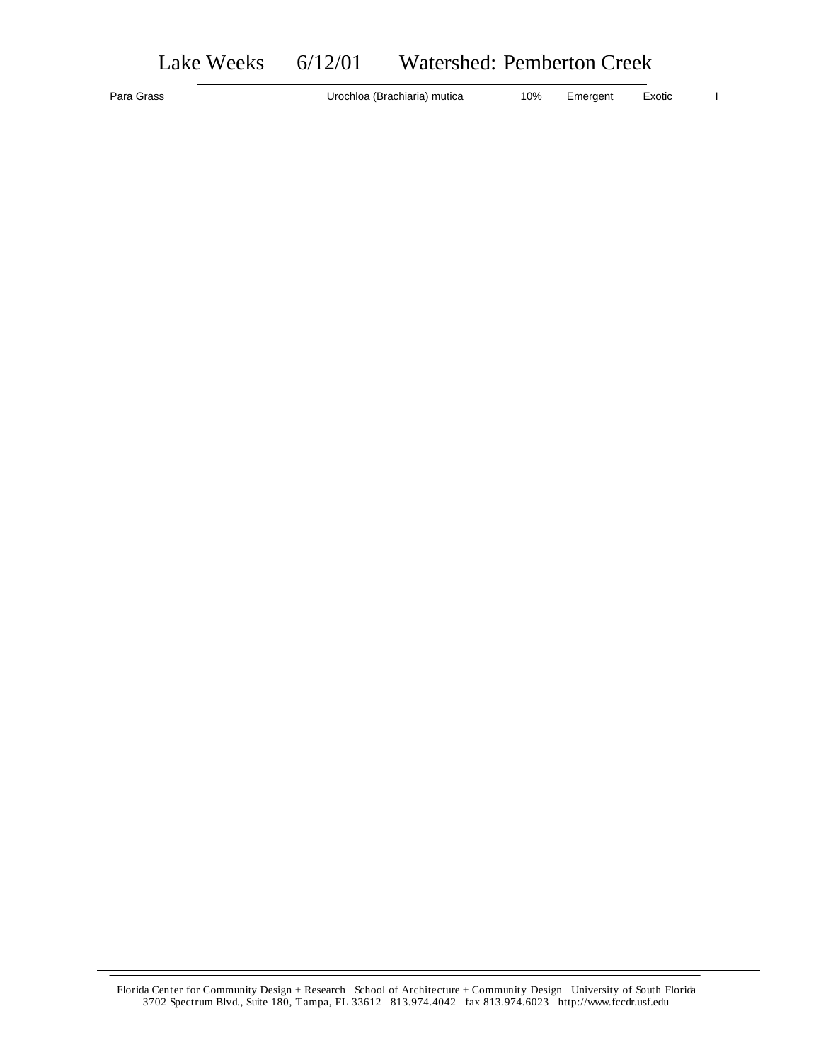# Lake Weeks 6/12/01 Watershed: Pemberton Creek

| Para Grass | Urochloa (Brachiaria) mutica | 10% | Emergent | Exotic | I |
|---|---|---|---|---|---|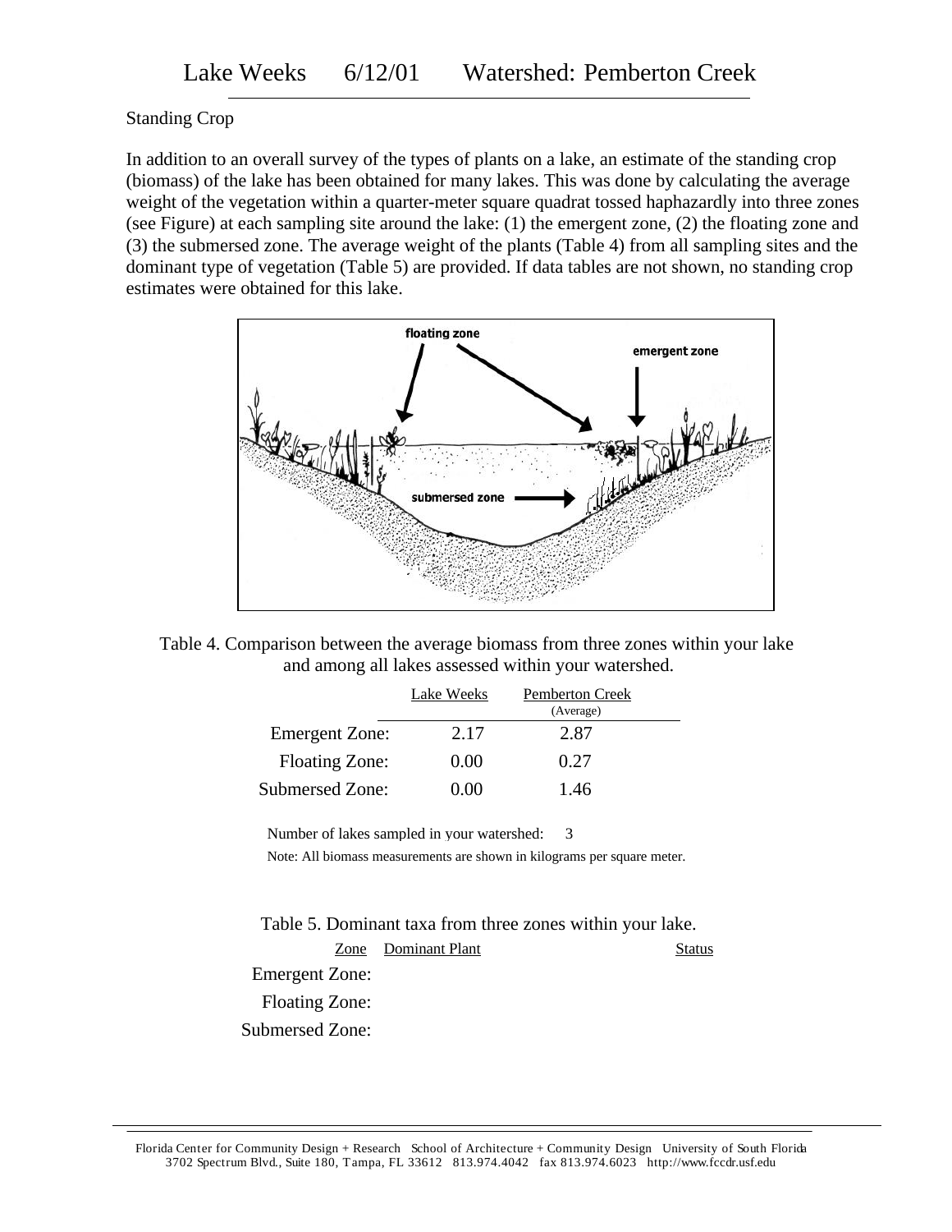# Lake Weeks 6/12/01 Watershed: Pemberton Creek

## Standing Crop

In addition to an overall survey of the types of plants on a lake, an estimate of the standing crop (biomass) of the lake has been obtained for many lakes. This was done by calculating the average weight of the vegetation within a quarter-meter square quadrat tossed haphazardly into three zones (see Figure) at each sampling site around the lake: (1) the emergent zone, (2) the floating zone and (3) the submersed zone. The average weight of the plants (Table 4) from all sampling sites and the dominant type of vegetation (Table 5) are provided. If data tables are not shown, no standing crop estimates were obtained for this lake.

floating zone

emergent zone

submersed zone

Table 4. Comparison between the average biomass from three zones within your lake and among all lakes assessed within your watershed.

| | Lake Weeks | Pemberton Creek (Average) |
|---|---|---|
| Emergent Zone: | 2.17 | 2.87 |
| Floating Zone: | 0.00 | 0.27 |
| Submersed Zone: | 0.00 | 1.46 |

Number of lakes sampled in your watershed: 3

Note: All biomass measurements are shown in kilograms per square meter.

Table 5. Dominant taxa from three zones within your lake.

| Zone | Dominant Plant | Status |
|---|---|---|
| Emergent Zone: | | |
| Floating Zone: | | |
| Submersed Zone: | | |